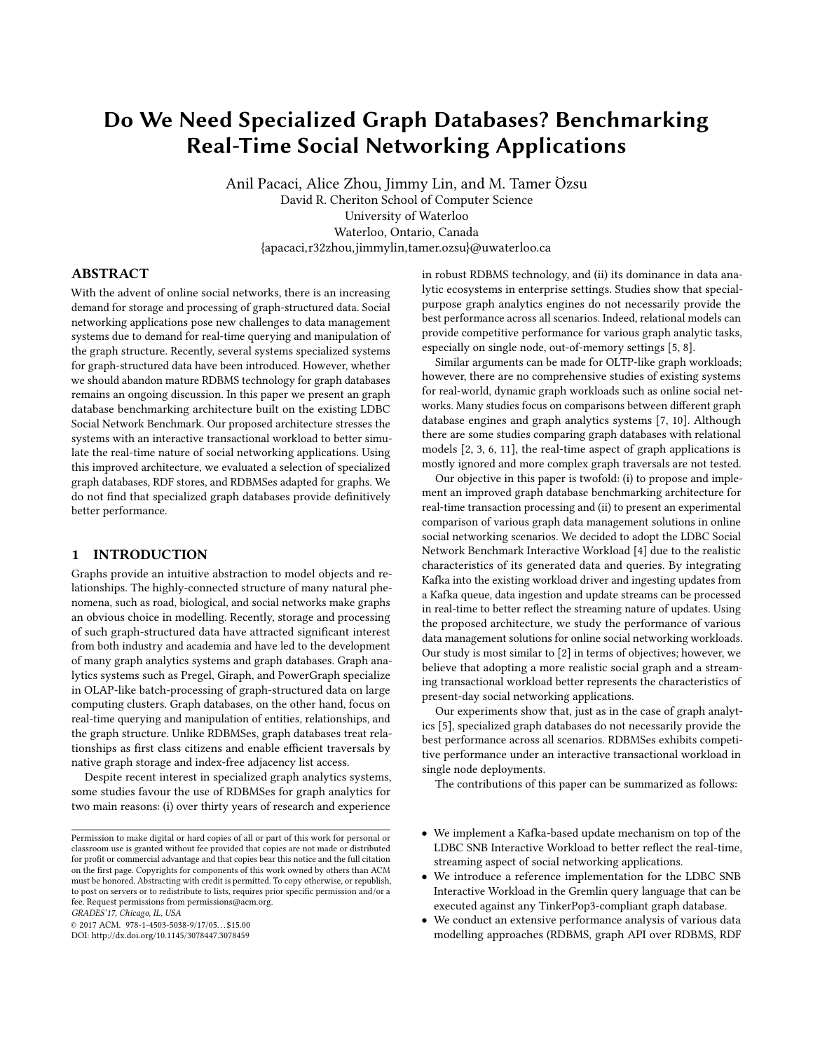# Do We Need Specialized Graph Databases? Benchmarking Real-Time Social Networking Applications

Anil Pacaci, Alice Zhou, Jimmy Lin, and M. Tamer Özsu
David R. Cheriton School of Computer Science
University of Waterloo
Waterloo, Ontario, Canada
{apacaci,r32zhou,jimmylin,tamer.ozsu}@uwaterloo.ca

## ABSTRACT

With the advent of online social networks, there is an increasing demand for storage and processing of graph-structured data. Social networking applications pose new challenges to data management systems due to demand for real-time querying and manipulation of the graph structure. Recently, several systems specialized systems for graph-structured data have been introduced. However, whether we should abandon mature RDBMS technology for graph databases remains an ongoing discussion. In this paper we present an graph database benchmarking architecture built on the existing LDBC Social Network Benchmark. Our proposed architecture stresses the systems with an interactive transactional workload to better simulate the real-time nature of social networking applications. Using this improved architecture, we evaluated a selection of specialized graph databases, RDF stores, and RDBMSes adapted for graphs. We do not find that specialized graph databases provide definitively better performance.

## 1 INTRODUCTION

Graphs provide an intuitive abstraction to model objects and relationships. The highly-connected structure of many natural phenomena, such as road, biological, and social networks make graphs an obvious choice in modelling. Recently, storage and processing of such graph-structured data have attracted significant interest from both industry and academia and have led to the development of many graph analytics systems and graph databases. Graph analytics systems such as Pregel, Giraph, and PowerGraph specialize in OLAP-like batch-processing of graph-structured data on large computing clusters. Graph databases, on the other hand, focus on real-time querying and manipulation of entities, relationships, and the graph structure. Unlike RDBMSes, graph databases treat relationships as first class citizens and enable efficient traversals by native graph storage and index-free adjacency list access.

Despite recent interest in specialized graph analytics systems, some studies favour the use of RDBMSes for graph analytics for two main reasons: (i) over thirty years of research and experience in robust RDBMS technology, and (ii) its dominance in data analytic ecosystems in enterprise settings. Studies show that special-purpose graph analytics engines do not necessarily provide the best performance across all scenarios. Indeed, relational models can provide competitive performance for various graph analytic tasks, especially on single node, out-of-memory settings [5, 8].

Similar arguments can be made for OLTP-like graph workloads; however, there are no comprehensive studies of existing systems for real-world, dynamic graph workloads such as online social networks. Many studies focus on comparisons between different graph database engines and graph analytics systems [7, 10]. Although there are some studies comparing graph databases with relational models [2, 3, 6, 11], the real-time aspect of graph applications is mostly ignored and more complex graph traversals are not tested.

Our objective in this paper is twofold: (i) to propose and implement an improved graph database benchmarking architecture for real-time transaction processing and (ii) to present an experimental comparison of various graph data management solutions in online social networking scenarios. We decided to adopt the LDBC Social Network Benchmark Interactive Workload [4] due to the realistic characteristics of its generated data and queries. By integrating Kafka into the existing workload driver and ingesting updates from a Kafka queue, data ingestion and update streams can be processed in real-time to better reflect the streaming nature of updates. Using the proposed architecture, we study the performance of various data management solutions for online social networking workloads. Our study is most similar to [2] in terms of objectives; however, we believe that adopting a more realistic social graph and a streaming transactional workload better represents the characteristics of present-day social networking applications.

Our experiments show that, just as in the case of graph analytics [5], specialized graph databases do not necessarily provide the best performance across all scenarios. RDBMSes exhibits competitive performance under an interactive transactional workload in single node deployments.

The contributions of this paper can be summarized as follows:

- We implement a Kafka-based update mechanism on top of the LDBC SNB Interactive Workload to better reflect the real-time, streaming aspect of social networking applications.
- We introduce a reference implementation for the LDBC SNB Interactive Workload in the Gremlin query language that can be executed against any TinkerPop3-compliant graph database.
- We conduct an extensive performance analysis of various data modelling approaches (RDBMS, graph API over RDBMS, RDF

Permission to make digital or hard copies of all or part of this work for personal or classroom use is granted without fee provided that copies are not made or distributed for profit or commercial advantage and that copies bear this notice and the full citation on the first page. Copyrights for components of this work owned by others than ACM must be honored. Abstracting with credit is permitted. To copy otherwise, or republish, to post on servers or to redistribute to lists, requires prior specific permission and/or a fee. Request permissions from permissions@acm.org.
*GRADES'17, Chicago, IL, USA*
© 2017 ACM. 978-1-4503-5038-9/17/05…$15.00
DOI: http://dx.doi.org/10.1145/3078447.3078459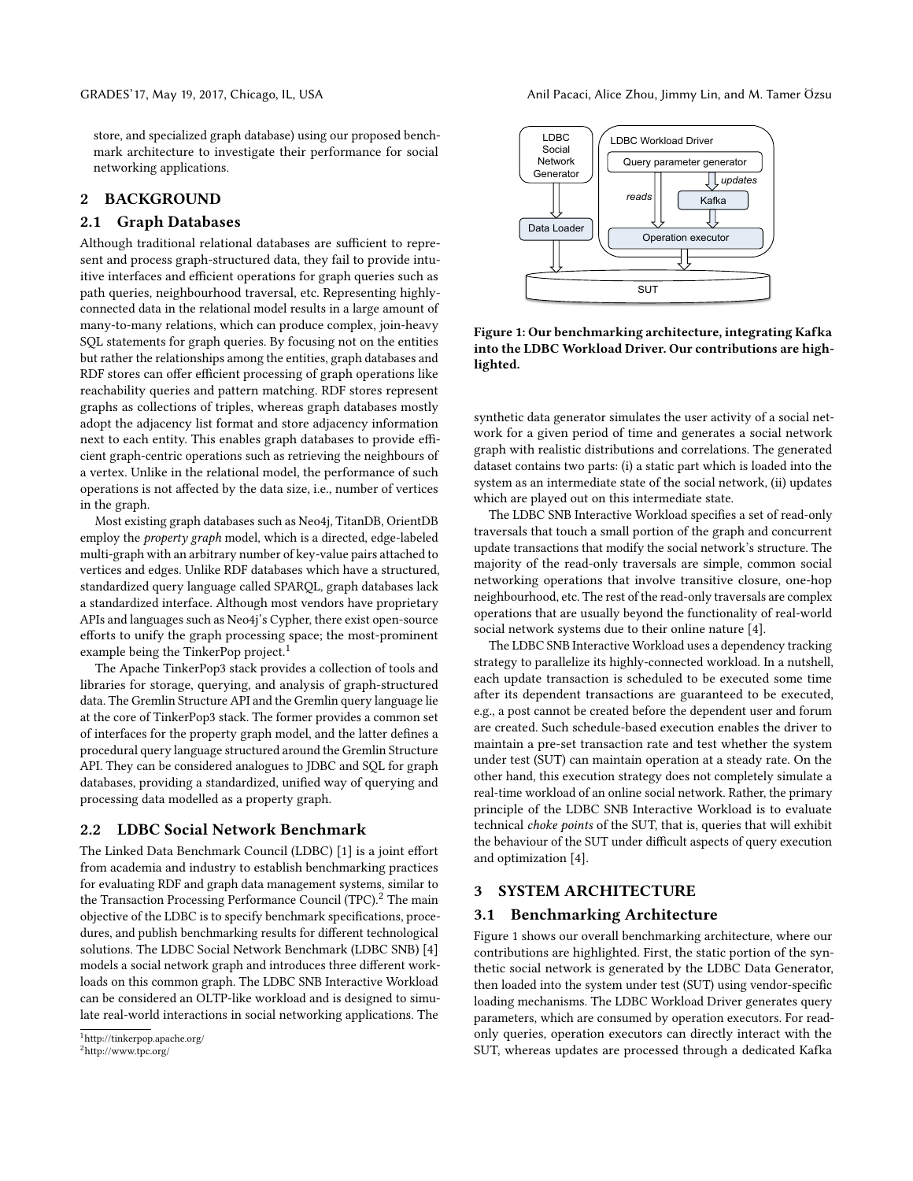store, and specialized graph database) using our proposed benchmark architecture to investigate their performance for social networking applications.

## 2 BACKGROUND

### 2.1 Graph Databases

Although traditional relational databases are sufficient to represent and process graph-structured data, they fail to provide intuitive interfaces and efficient operations for graph queries such as path queries, neighbourhood traversal, etc. Representing highly-connected data in the relational model results in a large amount of many-to-many relations, which can produce complex, join-heavy SQL statements for graph queries. By focusing not on the entities but rather the relationships among the entities, graph databases and RDF stores can offer efficient processing of graph operations like reachability queries and pattern matching. RDF stores represent graphs as collections of triples, whereas graph databases mostly adopt the adjacency list format and store adjacency information next to each entity. This enables graph databases to provide efficient graph-centric operations such as retrieving the neighbours of a vertex. Unlike in the relational model, the performance of such operations is not affected by the data size, i.e., number of vertices in the graph.

Most existing graph databases such as Neo4j, TitanDB, OrientDB employ the *property graph* model, which is a directed, edge-labeled multi-graph with an arbitrary number of key-value pairs attached to vertices and edges. Unlike RDF databases which have a structured, standardized query language called SPARQL, graph databases lack a standardized interface. Although most vendors have proprietary APIs and languages such as Neo4j's Cypher, there exist open-source efforts to unify the graph processing space; the most-prominent example being the TinkerPop project.[1]

The Apache TinkerPop3 stack provides a collection of tools and libraries for storage, querying, and analysis of graph-structured data. The Gremlin Structure API and the Gremlin query language lie at the core of TinkerPop3 stack. The former provides a common set of interfaces for the property graph model, and the latter defines a procedural query language structured around the Gremlin Structure API. They can be considered analogues to JDBC and SQL for graph databases, providing a standardized, unified way of querying and processing data modelled as a property graph.

### 2.2 LDBC Social Network Benchmark

The Linked Data Benchmark Council (LDBC) [1] is a joint effort from academia and industry to establish benchmarking practices for evaluating RDF and graph data management systems, similar to the Transaction Processing Performance Council (TPC).[2] The main objective of the LDBC is to specify benchmark specifications, procedures, and publish benchmarking results for different technological solutions. The LDBC Social Network Benchmark (LDBC SNB) [4] models a social network graph and introduces three different workloads on this common graph. The LDBC SNB Interactive Workload can be considered an OLTP-like workload and is designed to simulate real-world interactions in social networking applications. The synthetic data generator simulates the user activity of a social network for a given period of time and generates a social network graph with realistic distributions and correlations. The generated dataset contains two parts: (i) a static part which is loaded into the system as an intermediate state of the social network, (ii) updates which are played out on this intermediate state.

[1] http://tinkerpop.apache.org/

[2] http://www.tpc.org/

Figure 1: Our benchmarking architecture, integrating Kafka into the LDBC Workload Driver. Our contributions are highlighted.

The LDBC SNB Interactive Workload specifies a set of read-only traversals that touch a small portion of the graph and concurrent update transactions that modify the social network's structure. The majority of the read-only traversals are simple, common social networking operations that involve transitive closure, one-hop neighbourhood, etc. The rest of the read-only traversals are complex operations that are usually beyond the functionality of real-world social network systems due to their online nature [4].

The LDBC SNB Interactive Workload uses a dependency tracking strategy to parallelize its highly-connected workload. In a nutshell, each update transaction is scheduled to be executed some time after its dependent transactions are guaranteed to be executed, e.g., a post cannot be created before the dependent user and forum are created. Such schedule-based execution enables the driver to maintain a pre-set transaction rate and test whether the system under test (SUT) can maintain operation at a steady rate. On the other hand, this execution strategy does not completely simulate a real-time workload of an online social network. Rather, the primary principle of the LDBC SNB Interactive Workload is to evaluate technical *choke points* of the SUT, that is, queries that will exhibit the behaviour of the SUT under difficult aspects of query execution and optimization [4].

## 3 SYSTEM ARCHITECTURE

### 3.1 Benchmarking Architecture

Figure 1 shows our overall benchmarking architecture, where our contributions are highlighted. First, the static portion of the synthetic social network is generated by the LDBC Data Generator, then loaded into the system under test (SUT) using vendor-specific loading mechanisms. The LDBC Workload Driver generates query parameters, which are consumed by operation executors. For read-only queries, operation executors can directly interact with the SUT, whereas updates are processed through a dedicated Kafka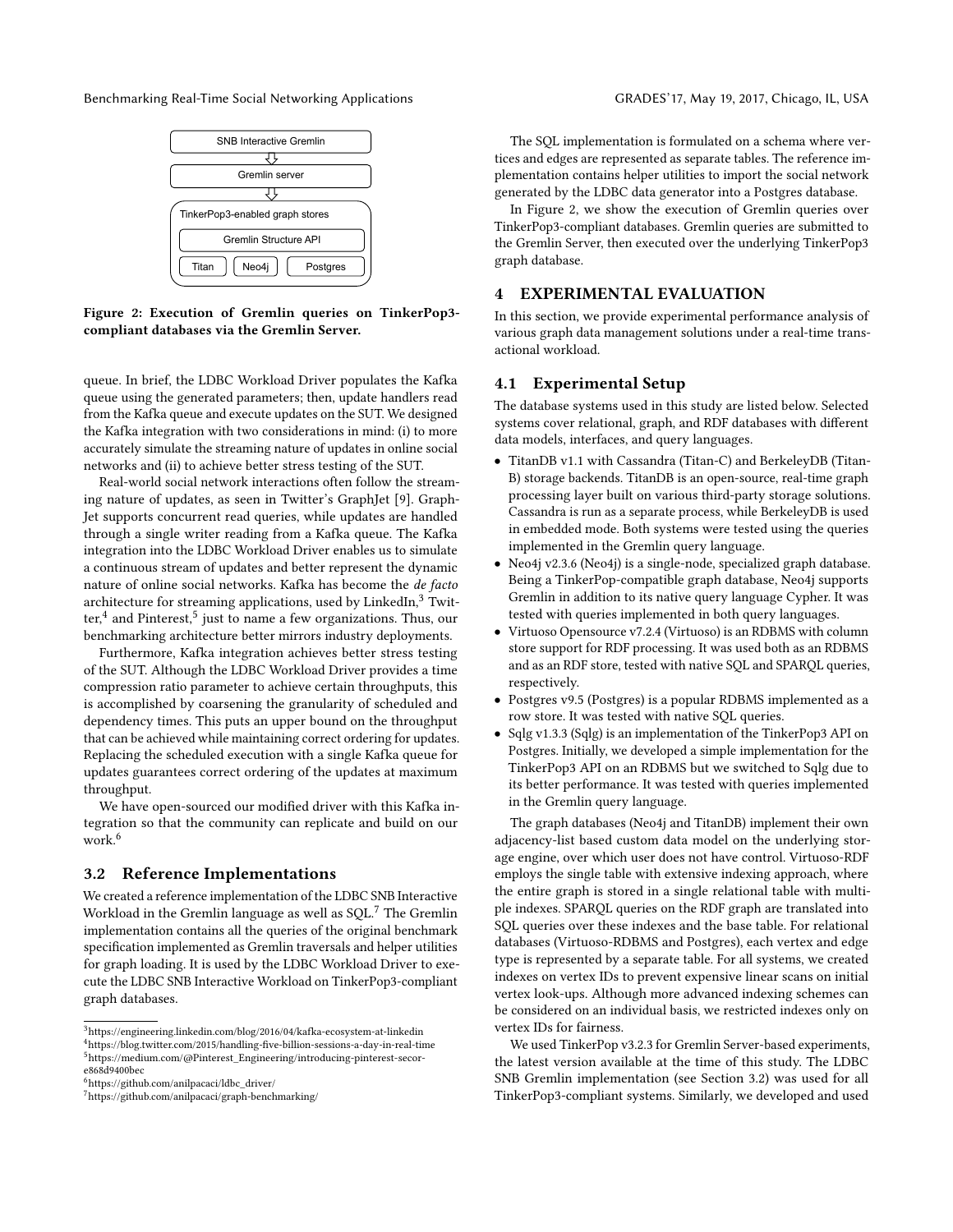Figure 2: Execution of Gremlin queries on TinkerPop3-compliant databases via the Gremlin Server.

queue. In brief, the LDBC Workload Driver populates the Kafka queue using the generated parameters; then, update handlers read from the Kafka queue and execute updates on the SUT. We designed the Kafka integration with two considerations in mind: (i) to more accurately simulate the streaming nature of updates in online social networks and (ii) to achieve better stress testing of the SUT.

Real-world social network interactions often follow the streaming nature of updates, as seen in Twitter's GraphJet [9]. GraphJet supports concurrent read queries, while updates are handled through a single writer reading from a Kafka queue. The Kafka integration into the LDBC Workload Driver enables us to simulate a continuous stream of updates and better represent the dynamic nature of online social networks. Kafka has become the *de facto* architecture for streaming applications, used by LinkedIn,[3] Twitter,[4] and Pinterest,[5] just to name a few organizations. Thus, our benchmarking architecture better mirrors industry deployments.

Furthermore, Kafka integration achieves better stress testing of the SUT. Although the LDBC Workload Driver provides a time compression ratio parameter to achieve certain throughputs, this is accomplished by coarsening the granularity of scheduled and dependency times. This puts an upper bound on the throughput that can be achieved while maintaining correct ordering for updates. Replacing the scheduled execution with a single Kafka queue for updates guarantees correct ordering of the updates at maximum throughput.

We have open-sourced our modified driver with this Kafka integration so that the community can replicate and build on our work.[6]

## 3.2 Reference Implementations

We created a reference implementation of the LDBC SNB Interactive Workload in the Gremlin language as well as SQL.[7] The Gremlin implementation contains all the queries of the original benchmark specification implemented as Gremlin traversals and helper utilities for graph loading. It is used by the LDBC Workload Driver to execute the LDBC SNB Interactive Workload on TinkerPop3-compliant graph databases.

The SQL implementation is formulated on a schema where vertices and edges are represented as separate tables. The reference implementation contains helper utilities to import the social network generated by the LDBC data generator into a Postgres database.

In Figure 2, we show the execution of Gremlin queries over TinkerPop3-compliant databases. Gremlin queries are submitted to the Gremlin Server, then executed over the underlying TinkerPop3 graph database.

# 4 EXPERIMENTAL EVALUATION

In this section, we provide experimental performance analysis of various graph data management solutions under a real-time transactional workload.

## 4.1 Experimental Setup

The database systems used in this study are listed below. Selected systems cover relational, graph, and RDF databases with different data models, interfaces, and query languages.

- TitanDB v1.1 with Cassandra (Titan-C) and BerkeleyDB (Titan-B) storage backends. TitanDB is an open-source, real-time graph processing layer built on various third-party storage solutions. Cassandra is run as a separate process, while BerkeleyDB is used in embedded mode. Both systems were tested using the queries implemented in the Gremlin query language.
- Neo4j v2.3.6 (Neo4j) is a single-node, specialized graph database. Being a TinkerPop-compatible graph database, Neo4j supports Gremlin in addition to its native query language Cypher. It was tested with queries implemented in both query languages.
- Virtuoso Opensource v7.2.4 (Virtuoso) is an RDBMS with column store support for RDF processing. It was used both as an RDBMS and as an RDF store, tested with native SQL and SPARQL queries, respectively.
- Postgres v9.5 (Postgres) is a popular RDBMS implemented as a row store. It was tested with native SQL queries.
- Sqlg v1.3.3 (Sqlg) is an implementation of the TinkerPop3 API on Postgres. Initially, we developed a simple implementation for the TinkerPop3 API on an RDBMS but we switched to Sqlg due to its better performance. It was tested with queries implemented in the Gremlin query language.

The graph databases (Neo4j and TitanDB) implement their own adjacency-list based custom data model on the underlying storage engine, over which user does not have control. Virtuoso-RDF employs the single table with extensive indexing approach, where the entire graph is stored in a single relational table with multiple indexes. SPARQL queries on the RDF graph are translated into SQL queries over these indexes and the base table. For relational databases (Virtuoso-RDBMS and Postgres), each vertex and edge type is represented by a separate table. For all systems, we created indexes on vertex IDs to prevent expensive linear scans on initial vertex look-ups. Although more advanced indexing schemes can be considered on an individual basis, we restricted indexes only on vertex IDs for fairness.

We used TinkerPop v3.2.3 for Gremlin Server-based experiments, the latest version available at the time of this study. The LDBC SNB Gremlin implementation (see Section 3.2) was used for all TinkerPop3-compliant systems. Similarly, we developed and used

---

[3] https://engineering.linkedin.com/blog/2016/04/kafka-ecosystem-at-linkedin

[4] https://blog.twitter.com/2015/handling-five-billion-sessions-a-day-in-real-time

[5] https://medium.com/@Pinterest_Engineering/introducing-pinterest-secor-e868d9400bec

[6] https://github.com/anilpacaci/ldbc_driver/

[7] https://github.com/anilpacaci/graph-benchmarking/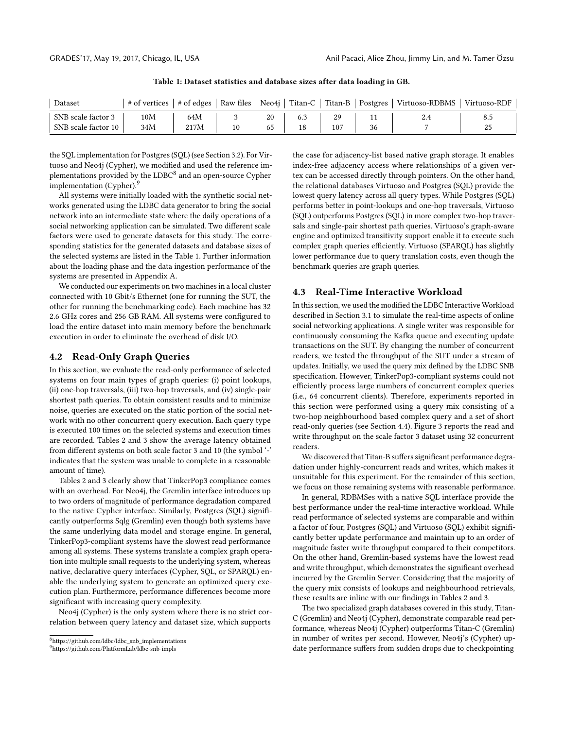Table 1: Dataset statistics and database sizes after data loading in GB.

| Dataset | # of vertices | # of edges | Raw files | Neo4j | Titan-C | Titan-B | Postgres | Virtuoso-RDBMS | Virtuoso-RDF |
|---|---|---|---|---|---|---|---|---|---|
| SNB scale factor 3 | 10M | 64M | 3 | 20 | 6.3 | 29 | 11 | 2.4 | 8.5 |
| SNB scale factor 10 | 34M | 217M | 10 | 65 | 18 | 107 | 36 | 7 | 25 |

the SQL implementation for Postgres (SQL) (see Section 3.2). For Virtuoso and Neo4j (Cypher), we modified and used the reference implementations provided by the LDBC[8] and an open-source Cypher implementation (Cypher).[9]

All systems were initially loaded with the synthetic social networks generated using the LDBC data generator to bring the social network into an intermediate state where the daily operations of a social networking application can be simulated. Two different scale factors were used to generate datasets for this study. The corresponding statistics for the generated datasets and database sizes of the selected systems are listed in the Table 1. Further information about the loading phase and the data ingestion performance of the systems are presented in Appendix A.

We conducted our experiments on two machines in a local cluster connected with 10 Gbit/s Ethernet (one for running the SUT, the other for running the benchmarking code). Each machine has 32 2.6 GHz cores and 256 GB RAM. All systems were configured to load the entire dataset into main memory before the benchmark execution in order to eliminate the overhead of disk I/O.

## 4.2 Read-Only Graph Queries

In this section, we evaluate the read-only performance of selected systems on four main types of graph queries: (i) point lookups, (ii) one-hop traversals, (iii) two-hop traversals, and (iv) single-pair shortest path queries. To obtain consistent results and to minimize noise, queries are executed on the static portion of the social network with no other concurrent query execution. Each query type is executed 100 times on the selected systems and execution times are recorded. Tables 2 and 3 show the average latency obtained from different systems on both scale factor 3 and 10 (the symbol '-' indicates that the system was unable to complete in a reasonable amount of time).

Tables 2 and 3 clearly show that TinkerPop3 compliance comes with an overhead. For Neo4j, the Gremlin interface introduces up to two orders of magnitude of performance degradation compared to the native Cypher interface. Similarly, Postgres (SQL) significantly outperforms Sqlg (Gremlin) even though both systems have the same underlying data model and storage engine. In general, TinkerPop3-compliant systems have the slowest read performance among all systems. These systems translate a complex graph operation into multiple small requests to the underlying system, whereas native, declarative query interfaces (Cypher, SQL, or SPARQL) enable the underlying system to generate an optimized query execution plan. Furthermore, performance differences become more significant with increasing query complexity.

Neo4j (Cypher) is the only system where there is no strict correlation between query latency and dataset size, which supports the case for adjacency-list based native graph storage. It enables index-free adjacency access where relationships of a given vertex can be accessed directly through pointers. On the other hand, the relational databases Virtuoso and Postgres (SQL) provide the lowest query latency across all query types. While Postgres (SQL) performs better in point-lookups and one-hop traversals, Virtuoso (SQL) outperforms Postgres (SQL) in more complex two-hop traversals and single-pair shortest path queries. Virtuoso's graph-aware engine and optimized transitivity support enable it to execute such complex graph queries efficiently. Virtuoso (SPARQL) has slightly lower performance due to query translation costs, even though the benchmark queries are graph queries.

## 4.3 Real-Time Interactive Workload

In this section, we used the modified the LDBC Interactive Workload described in Section 3.1 to simulate the real-time aspects of online social networking applications. A single writer was responsible for continuously consuming the Kafka queue and executing update transactions on the SUT. By changing the number of concurrent readers, we tested the throughput of the SUT under a stream of updates. Initially, we used the query mix defined by the LDBC SNB specification. However, TinkerPop3-compliant systems could not efficiently process large numbers of concurrent complex queries (i.e., 64 concurrent clients). Therefore, experiments reported in this section were performed using a query mix consisting of a two-hop neighbourhood based complex query and a set of short read-only queries (see Section 4.4). Figure 3 reports the read and write throughput on the scale factor 3 dataset using 32 concurrent readers.

We discovered that Titan-B suffers significant performance degradation under highly-concurrent reads and writes, which makes it unsuitable for this experiment. For the remainder of this section, we focus on those remaining systems with reasonable performance.

In general, RDBMSes with a native SQL interface provide the best performance under the real-time interactive workload. While read performance of selected systems are comparable and within a factor of four, Postgres (SQL) and Virtuoso (SQL) exhibit significantly better update performance and maintain up to an order of magnitude faster write throughput compared to their competitors. On the other hand, Gremlin-based systems have the lowest read and write throughput, which demonstrates the significant overhead incurred by the Gremlin Server. Considering that the majority of the query mix consists of lookups and neighbourhood retrievals, these results are inline with our findings in Tables 2 and 3.

The two specialized graph databases covered in this study, Titan-C (Gremlin) and Neo4j (Cypher), demonstrate comparable read performance, whereas Neo4j (Cypher) outperforms Titan-C (Gremlin) in number of writes per second. However, Neo4j's (Cypher) update performance suffers from sudden drops due to checkpointing

[8] https://github.com/ldbc/ldbc_snb_implementations

[9] https://github.com/PlatformLab/ldbc-snb-impls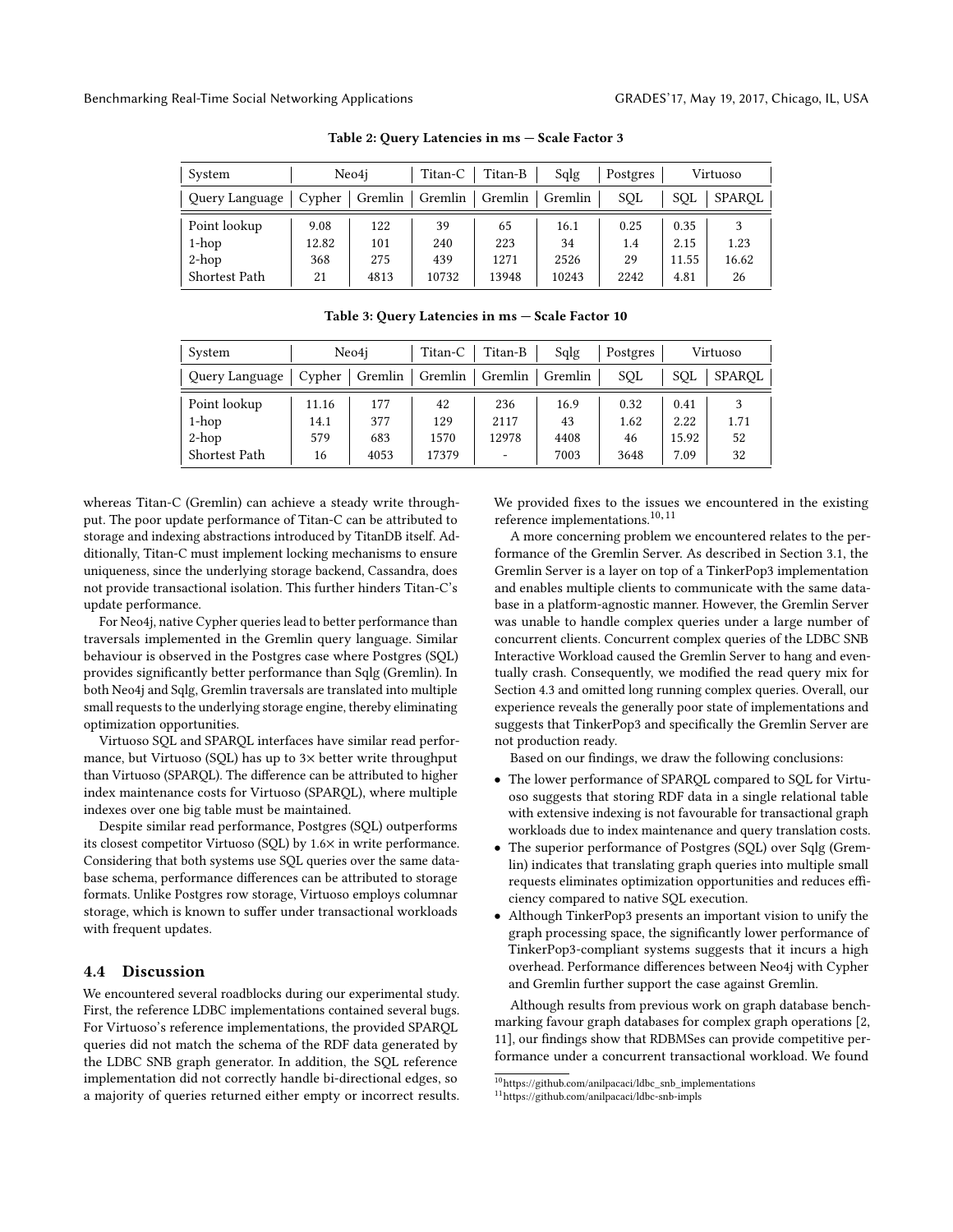**Table 2: Query Latencies in ms — Scale Factor 3**

| System | Neo4j | | Titan-C | Titan-B | Sqlg | Postgres | Virtuoso | |
|---|---|---|---|---|---|---|---|---|
| Query Language | Cypher | Gremlin | Gremlin | Gremlin | Gremlin | SQL | SQL | SPARQL |
| Point lookup | 9.08 | 122 | 39 | 65 | 16.1 | 0.25 | 0.35 | 3 |
| 1-hop | 12.82 | 101 | 240 | 223 | 34 | 1.4 | 2.15 | 1.23 |
| 2-hop | 368 | 275 | 439 | 1271 | 2526 | 29 | 11.55 | 16.62 |
| Shortest Path | 21 | 4813 | 10732 | 13948 | 10243 | 2242 | 4.81 | 26 |

**Table 3: Query Latencies in ms — Scale Factor 10**

| System | Neo4j | | Titan-C | Titan-B | Sqlg | Postgres | Virtuoso | |
|---|---|---|---|---|---|---|---|---|
| Query Language | Cypher | Gremlin | Gremlin | Gremlin | Gremlin | SQL | SQL | SPARQL |
| Point lookup | 11.16 | 177 | 42 | 236 | 16.9 | 0.32 | 0.41 | 3 |
| 1-hop | 14.1 | 377 | 129 | 2117 | 43 | 1.62 | 2.22 | 1.71 |
| 2-hop | 579 | 683 | 1570 | 12978 | 4408 | 46 | 15.92 | 52 |
| Shortest Path | 16 | 4053 | 17379 | - | 7003 | 3648 | 7.09 | 32 |

whereas Titan-C (Gremlin) can achieve a steady write throughput. The poor update performance of Titan-C can be attributed to storage and indexing abstractions introduced by TitanDB itself. Additionally, Titan-C must implement locking mechanisms to ensure uniqueness, since the underlying storage backend, Cassandra, does not provide transactional isolation. This further hinders Titan-C's update performance.

For Neo4j, native Cypher queries lead to better performance than traversals implemented in the Gremlin query language. Similar behaviour is observed in the Postgres case where Postgres (SQL) provides significantly better performance than Sqlg (Gremlin). In both Neo4j and Sqlg, Gremlin traversals are translated into multiple small requests to the underlying storage engine, thereby eliminating optimization opportunities.

Virtuoso SQL and SPARQL interfaces have similar read performance, but Virtuoso (SQL) has up to 3× better write throughput than Virtuoso (SPARQL). The difference can be attributed to higher index maintenance costs for Virtuoso (SPARQL), where multiple indexes over one big table must be maintained.

Despite similar read performance, Postgres (SQL) outperforms its closest competitor Virtuoso (SQL) by 1.6× in write performance. Considering that both systems use SQL queries over the same database schema, performance differences can be attributed to storage formats. Unlike Postgres row storage, Virtuoso employs columnar storage, which is known to suffer under transactional workloads with frequent updates.

### 4.4 Discussion

We encountered several roadblocks during our experimental study. First, the reference LDBC implementations contained several bugs. For Virtuoso's reference implementations, the provided SPARQL queries did not match the schema of the RDF data generated by the LDBC SNB graph generator. In addition, the SQL reference implementation did not correctly handle bi-directional edges, so a majority of queries returned either empty or incorrect results. We provided fixes to the issues we encountered in the existing reference implementations.[10,11]

A more concerning problem we encountered relates to the performance of the Gremlin Server. As described in Section 3.1, the Gremlin Server is a layer on top of a TinkerPop3 implementation and enables multiple clients to communicate with the same database in a platform-agnostic manner. However, the Gremlin Server was unable to handle complex queries under a large number of concurrent clients. Concurrent complex queries of the LDBC SNB Interactive Workload caused the Gremlin Server to hang and eventually crash. Consequently, we modified the read query mix for Section 4.3 and omitted long running complex queries. Overall, our experience reveals the generally poor state of implementations and suggests that TinkerPop3 and specifically the Gremlin Server are not production ready.

Based on our findings, we draw the following conclusions:

- The lower performance of SPARQL compared to SQL for Virtuoso suggests that storing RDF data in a single relational table with extensive indexing is not favourable for transactional graph workloads due to index maintenance and query translation costs.
- The superior performance of Postgres (SQL) over Sqlg (Gremlin) indicates that translating graph queries into multiple small requests eliminates optimization opportunities and reduces efficiency compared to native SQL execution.
- Although TinkerPop3 presents an important vision to unify the graph processing space, the significantly lower performance of TinkerPop3-compliant systems suggests that it incurs a high overhead. Performance differences between Neo4j with Cypher and Gremlin further support the case against Gremlin.

Although results from previous work on graph database benchmarking favour graph databases for complex graph operations [2, 11], our findings show that RDBMSes can provide competitive performance under a concurrent transactional workload. We found

[10] https://github.com/anilpacaci/ldbc_snb_implementations

[11] https://github.com/anilpacaci/ldbc-snb-impls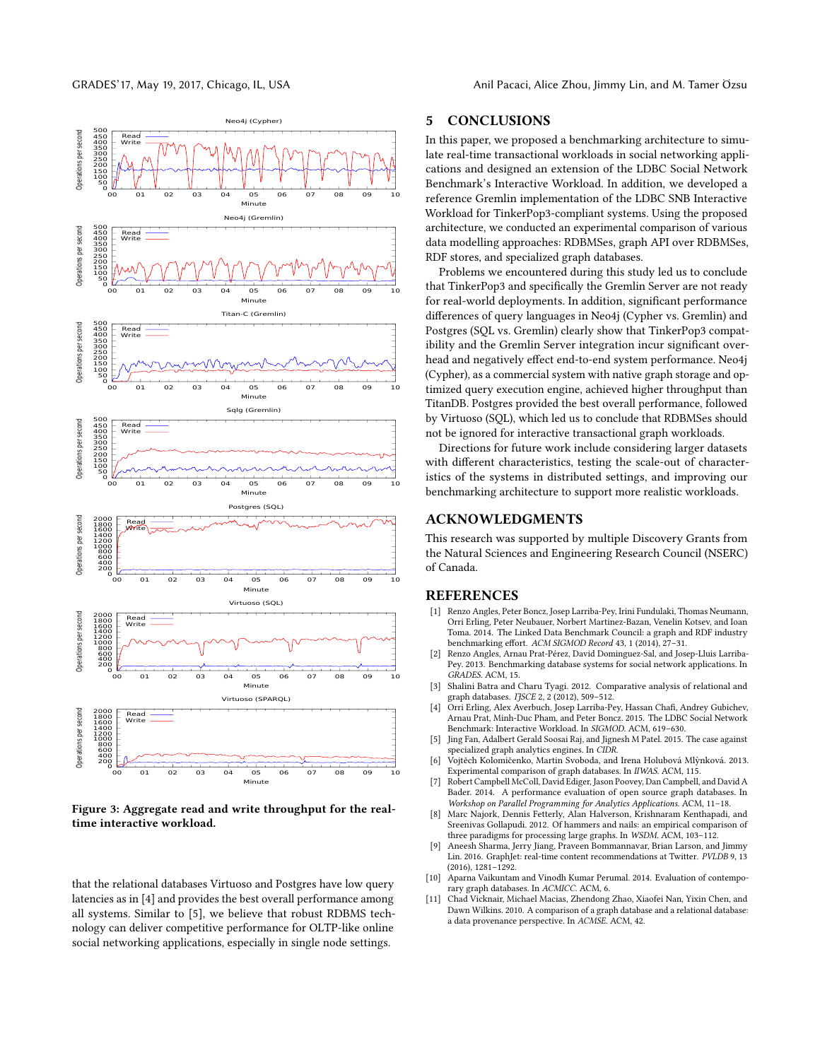**Figure 3: Aggregate read and write throughput for the real-time interactive workload.**

that the relational databases Virtuoso and Postgres have low query latencies as in [4] and provides the best overall performance among all systems. Similar to [5], we believe that robust RDBMS technology can deliver competitive performance for OLTP-like online social networking applications, especially in single node settings.

## 5 CONCLUSIONS

In this paper, we proposed a benchmarking architecture to simulate real-time transactional workloads in social networking applications and designed an extension of the LDBC Social Network Benchmark's Interactive Workload. In addition, we developed a reference Gremlin implementation of the LDBC SNB Interactive Workload for TinkerPop3-compliant systems. Using the proposed architecture, we conducted an experimental comparison of various data modelling approaches: RDBMSes, graph API over RDBMSes, RDF stores, and specialized graph databases.

Problems we encountered during this study led us to conclude that TinkerPop3 and specifically the Gremlin Server are not ready for real-world deployments. In addition, significant performance differences of query languages in Neo4j (Cypher vs. Gremlin) and Postgres (SQL vs. Gremlin) clearly show that TinkerPop3 compatibility and the Gremlin Server integration incur significant overhead and negatively effect end-to-end system performance. Neo4j (Cypher), as a commercial system with native graph storage and optimized query execution engine, achieved higher throughput than TitanDB. Postgres provided the best overall performance, followed by Virtuoso (SQL), which led us to conclude that RDBMSes should not be ignored for interactive transactional graph workloads.

Directions for future work include considering larger datasets with different characteristics, testing the scale-out of characteristics of the systems in distributed settings, and improving our benchmarking architecture to support more realistic workloads.

## ACKNOWLEDGMENTS

This research was supported by multiple Discovery Grants from the Natural Sciences and Engineering Research Council (NSERC) of Canada.

## REFERENCES

- [1] Renzo Angles, Peter Boncz, Josep Larriba-Pey, Irini Fundulaki, Thomas Neumann, Orri Erling, Peter Neubauer, Norbert Martinez-Bazan, Venelin Kotsev, and Ioan Toma. 2014. The Linked Data Benchmark Council: a graph and RDF industry benchmarking effort. *ACM SIGMOD Record* 43, 1 (2014), 27–31.
- [2] Renzo Angles, Arnau Prat-Pérez, David Dominguez-Sal, and Josep-Lluis Larriba-Pey. 2013. Benchmarking database systems for social network applications. In *GRADES*. ACM, 15.
- [3] Shalini Batra and Charu Tyagi. 2012. Comparative analysis of relational and graph databases. *IJSCE* 2, 2 (2012), 509–512.
- [4] Orri Erling, Alex Averbuch, Josep Larriba-Pey, Hassan Chafi, Andrey Gubichev, Arnau Prat, Minh-Duc Pham, and Peter Boncz. 2015. The LDBC Social Network Benchmark: Interactive Workload. In *SIGMOD*. ACM, 619–630.
- [5] Jing Fan, Adalbert Gerald Soosai Raj, and Jignesh M Patel. 2015. The case against specialized graph analytics engines. In *CIDR*.
- [6] Vojtěch Kolomičenko, Martin Svoboda, and Irena Holubová Mlýnková. 2013. Experimental comparison of graph databases. In *IIWAS*. ACM, 115.
- [7] Robert Campbell McColl, David Ediger, Jason Poovey, Dan Campbell, and David A Bader. 2014. A performance evaluation of open source graph databases. In *Workshop on Parallel Programming for Analytics Applications*. ACM, 11–18.
- [8] Marc Najork, Dennis Fetterly, Alan Halverson, Krishnaram Kenthapadi, and Sreenivas Gollapudi. 2012. Of hammers and nails: an empirical comparison of three paradigms for processing large graphs. In *WSDM*. ACM, 103–112.
- [9] Aneesh Sharma, Jerry Jiang, Praveen Bommannavar, Brian Larson, and Jimmy Lin. 2016. GraphJet: real-time content recommendations at Twitter. *PVLDB* 9, 13 (2016), 1281–1292.
- [10] Aparna Vaikuntam and Vinodh Kumar Perumal. 2014. Evaluation of contemporary graph databases. In *ACMICC*. ACM, 6.
- [11] Chad Vicknair, Michael Macias, Zhendong Zhao, Xiaofei Nan, Yixin Chen, and Dawn Wilkins. 2010. A comparison of a graph database and a relational database: a data provenance perspective. In *ACMSE*. ACM, 42.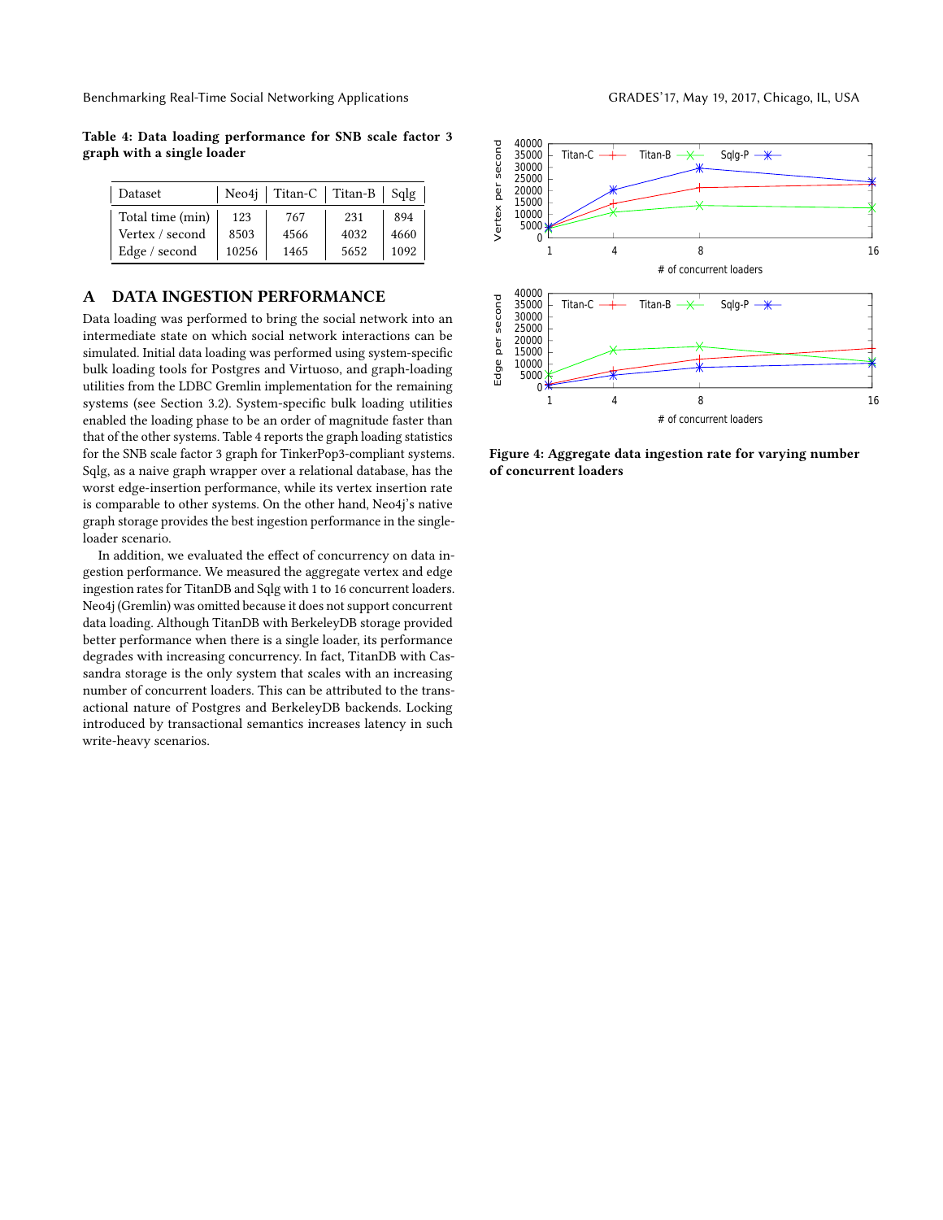**Table 4: Data loading performance for SNB scale factor 3 graph with a single loader**

| Dataset | Neo4j | Titan-C | Titan-B | Sqlg |
|---|---|---|---|---|
| Total time (min) | 123 | 767 | 231 | 894 |
| Vertex / second | 8503 | 4566 | 4032 | 4660 |
| Edge / second | 10256 | 1465 | 5652 | 1092 |

## A DATA INGESTION PERFORMANCE

Data loading was performed to bring the social network into an intermediate state on which social network interactions can be simulated. Initial data loading was performed using system-specific bulk loading tools for Postgres and Virtuoso, and graph-loading utilities from the LDBC Gremlin implementation for the remaining systems (see Section 3.2). System-specific bulk loading utilities enabled the loading phase to be an order of magnitude faster than that of the other systems. Table 4 reports the graph loading statistics for the SNB scale factor 3 graph for TinkerPop3-compliant systems. Sqlg, as a naive graph wrapper over a relational database, has the worst edge-insertion performance, while its vertex insertion rate is comparable to other systems. On the other hand, Neo4j's native graph storage provides the best ingestion performance in the single-loader scenario.

In addition, we evaluated the effect of concurrency on data ingestion performance. We measured the aggregate vertex and edge ingestion rates for TitanDB and Sqlg with 1 to 16 concurrent loaders. Neo4j (Gremlin) was omitted because it does not support concurrent data loading. Although TitanDB with BerkeleyDB storage provided better performance when there is a single loader, its performance degrades with increasing concurrency. In fact, TitanDB with Cassandra storage is the only system that scales with an increasing number of concurrent loaders. This can be attributed to the transactional nature of Postgres and BerkeleyDB backends. Locking introduced by transactional semantics increases latency in such write-heavy scenarios.

Vertex per second
0
5000
10000
15000
20000
25000
30000
35000
40000
Titan-C
Titan-B
Sqlg-P
1
4
8
16
# of concurrent loaders

Edge per second
0
5000
10000
15000
20000
25000
30000
35000
40000
Titan-C
Titan-B
Sqlg-P
1
4
8
16
# of concurrent loaders

**Figure 4: Aggregate data ingestion rate for varying number of concurrent loaders**